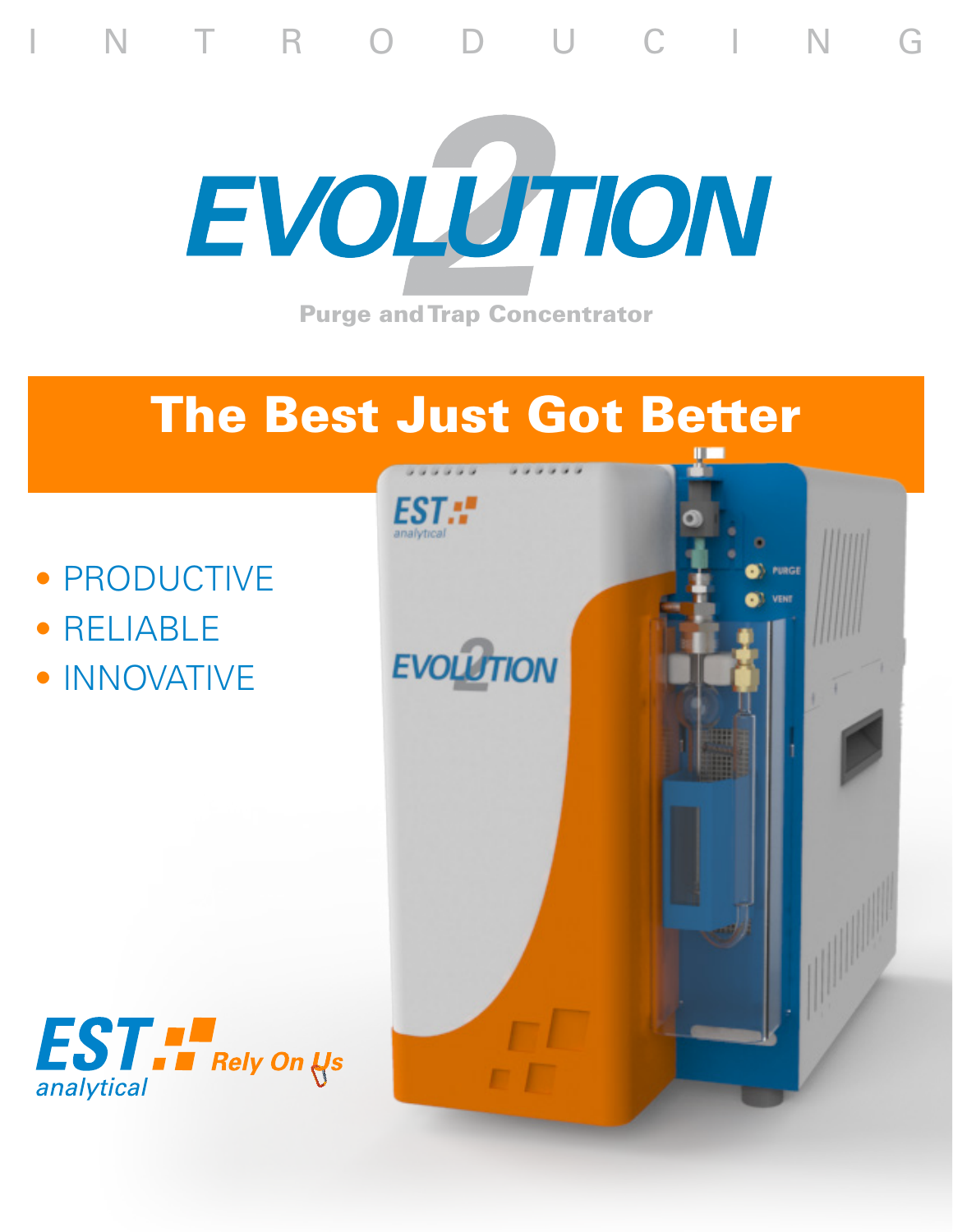I N T R O D U C I N G

# EVOLUTION 2

Purge and Trap Concentrator

## The Best Just Got Better

- PRODUCTIVE
- RELIABLE
- INNOVATIVE

EST analytical Rely On Us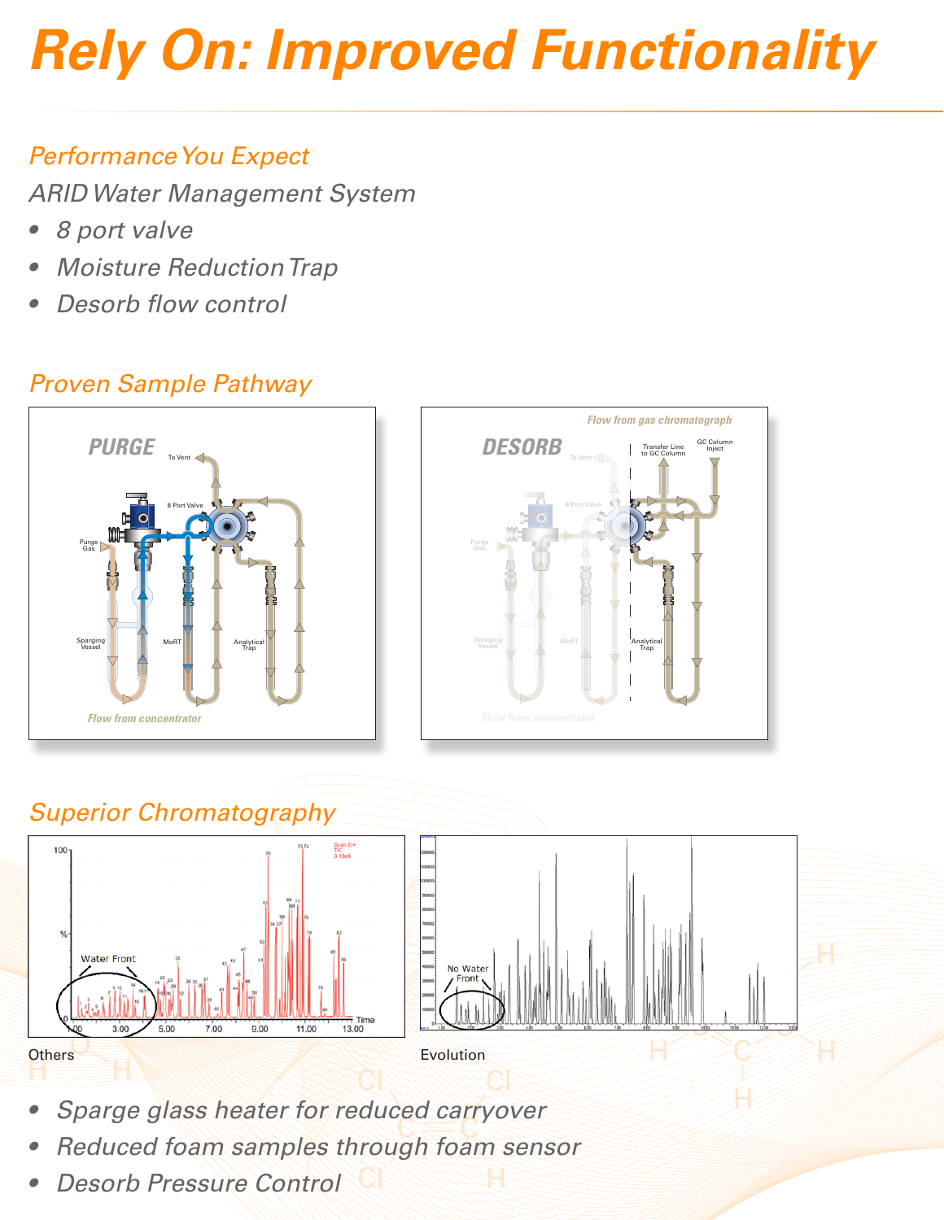# Rely On: Improved Functionality

## Performance You Expect

ARID Water Management System

- 8 port valve
- Moisture Reduction Trap
- Desorb flow control

## Proven Sample Pathway

PURGE

DESORB

## Superior Chromatography

Others

Evolution

- Sparge glass heater for reduced carryover
- Reduced foam samples through foam sensor
- Desorb Pressure Control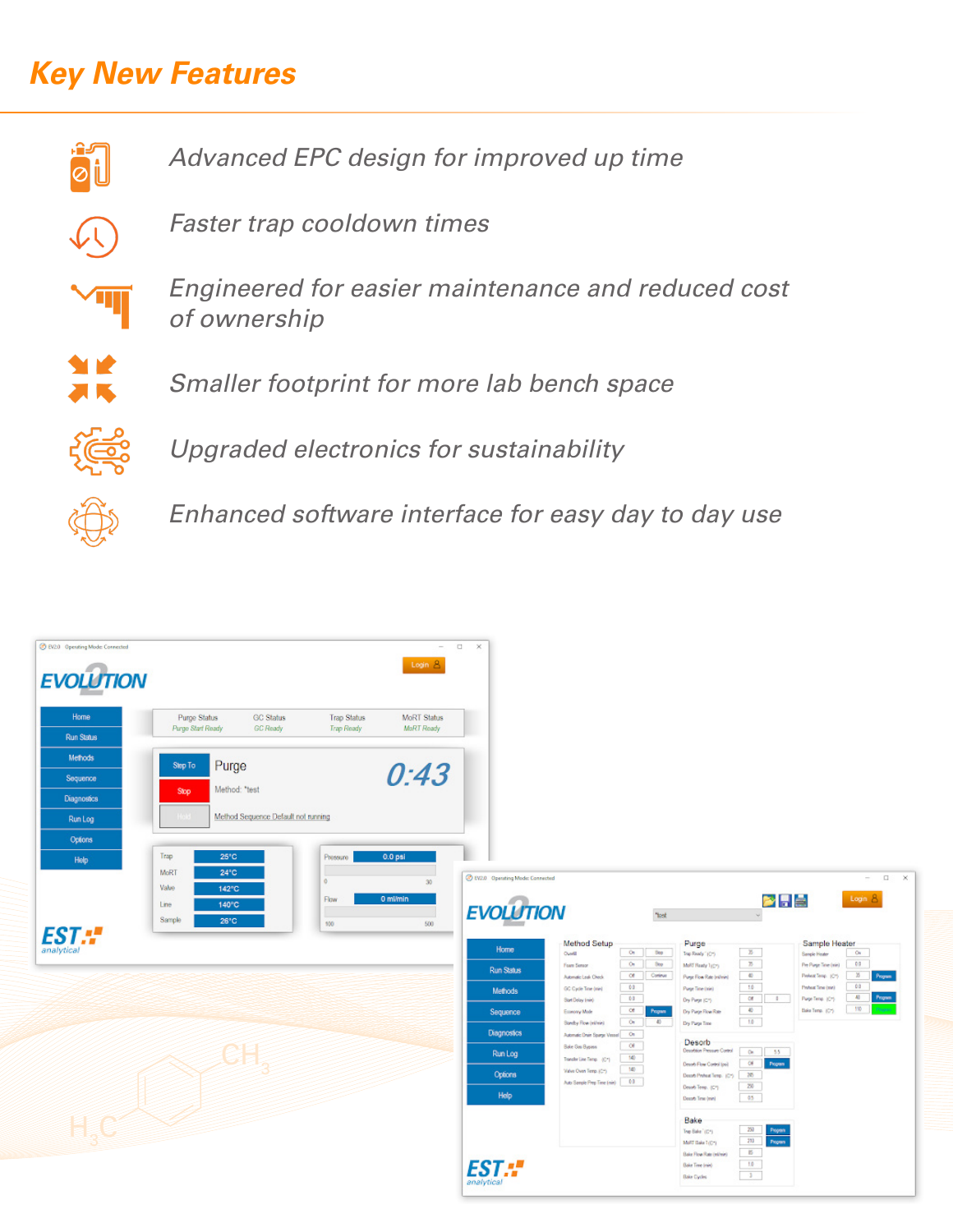## *Key New Features*

- *Advanced EPC design for improved up time*
- *Faster trap cooldown times*
- *Engineered for easier maintenance and reduced cost of ownership*
- *Smaller footprint for more lab bench space*
- *Upgraded electronics for sustainability*
- *Enhanced software interface for easy day to day use*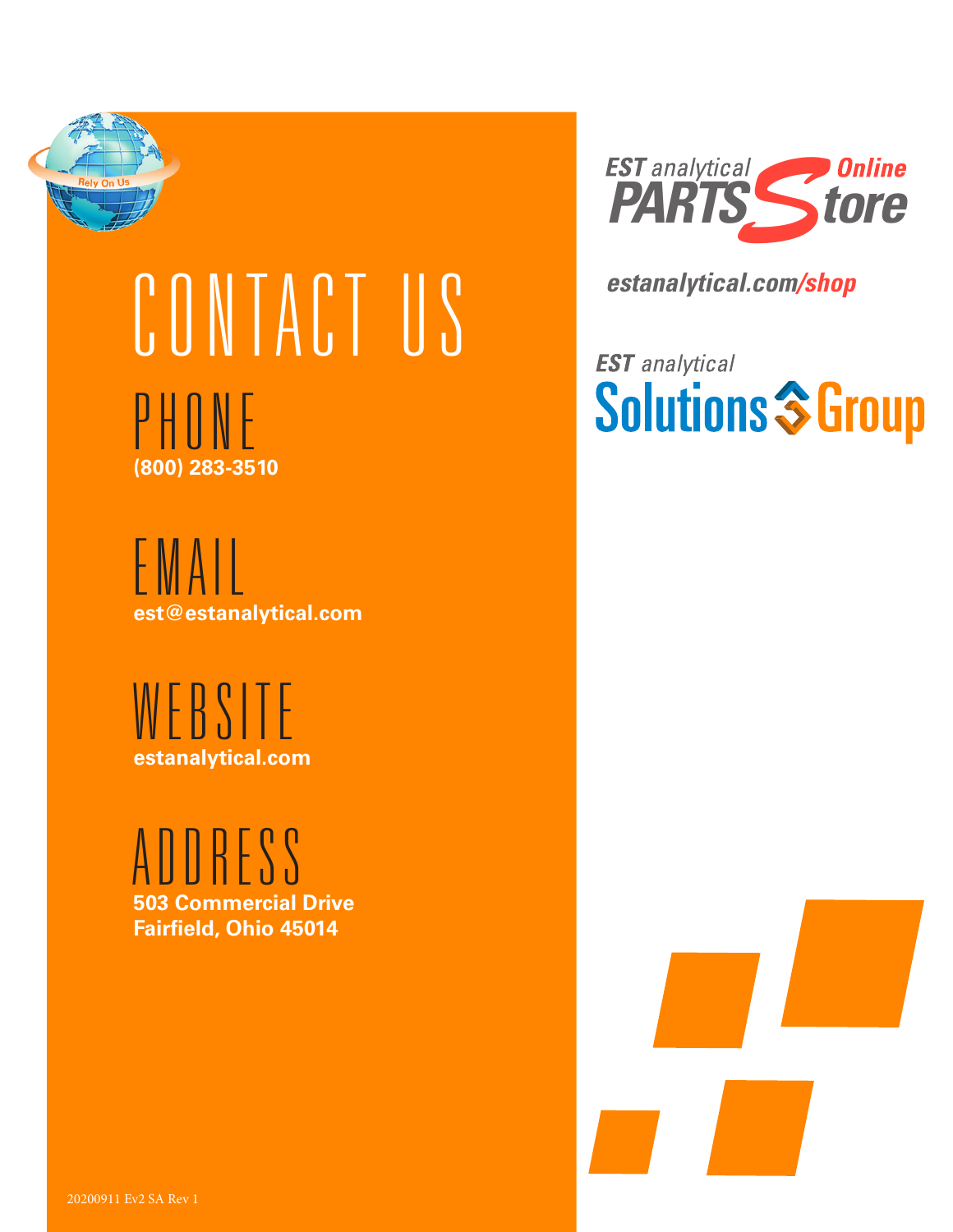Rely On Us

# CONTACT US

## PHONE

**(800) 283-3510**

## EMAIL

**est@estanalytical.com**

## WEBSITE

**estanalytical.com**

## ADDRESS

**503 Commercial Drive**
**Fairfield, Ohio 45014**

20200911 Ev2 SA Rev 1

EST analytical PARTS Store Online

*estanalytical.com/shop*

EST analytical Solutions Group